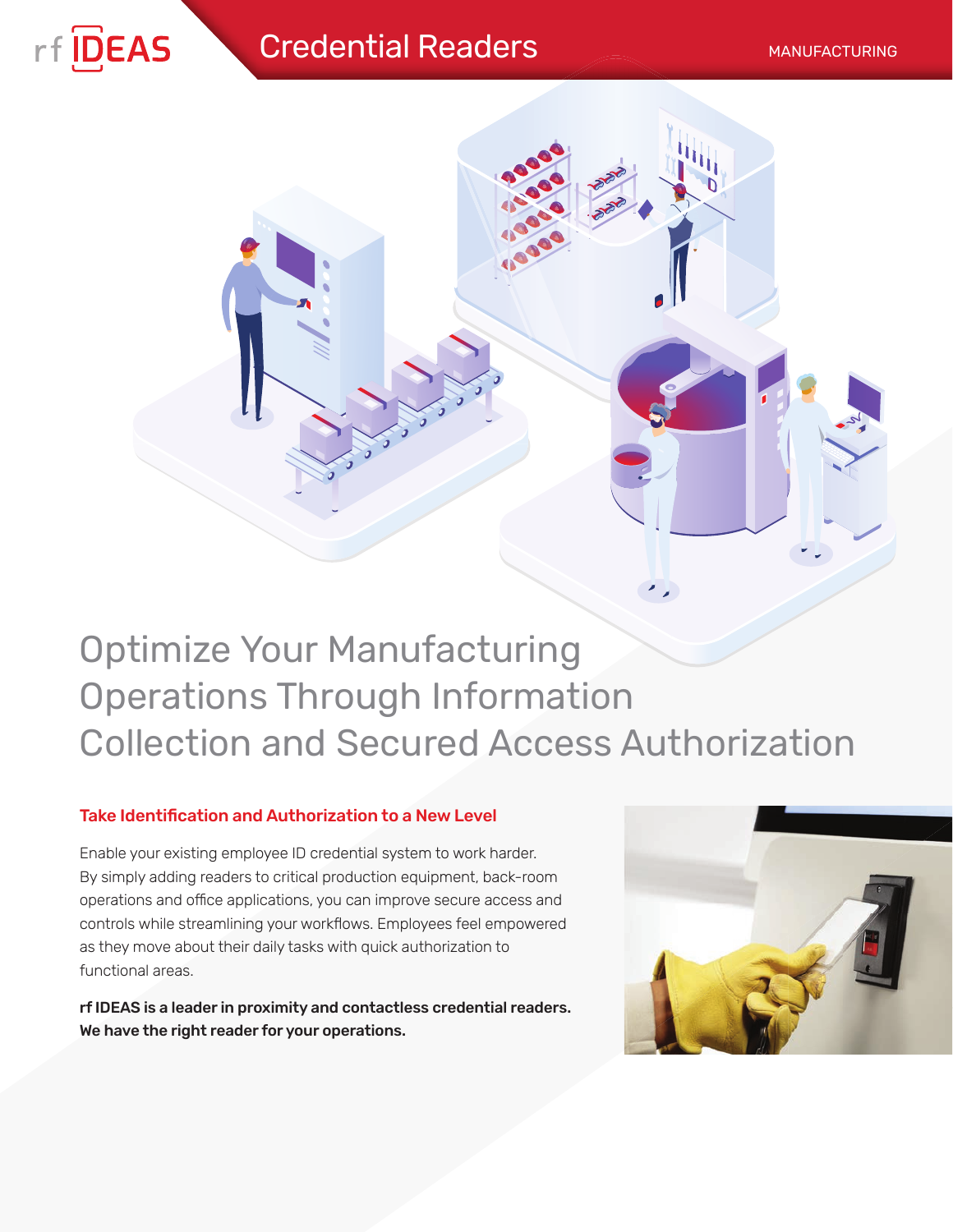rf IDEAS

# Credential Readers

MANUFACTURING

# Optimize Your Manufacturing Operations Through Information Collection and Secured Access Authorization

## Take Identification and Authorization to a New Level

Enable your existing employee ID credential system to work harder. By simply adding readers to critical production equipment, back-room operations and office applications, you can improve secure access and controls while streamlining your workflows. Employees feel empowered as they move about their daily tasks with quick authorization to functional areas.

**rf IDEAS is a leader in proximity and contactless credential readers. We have the right reader for your operations.**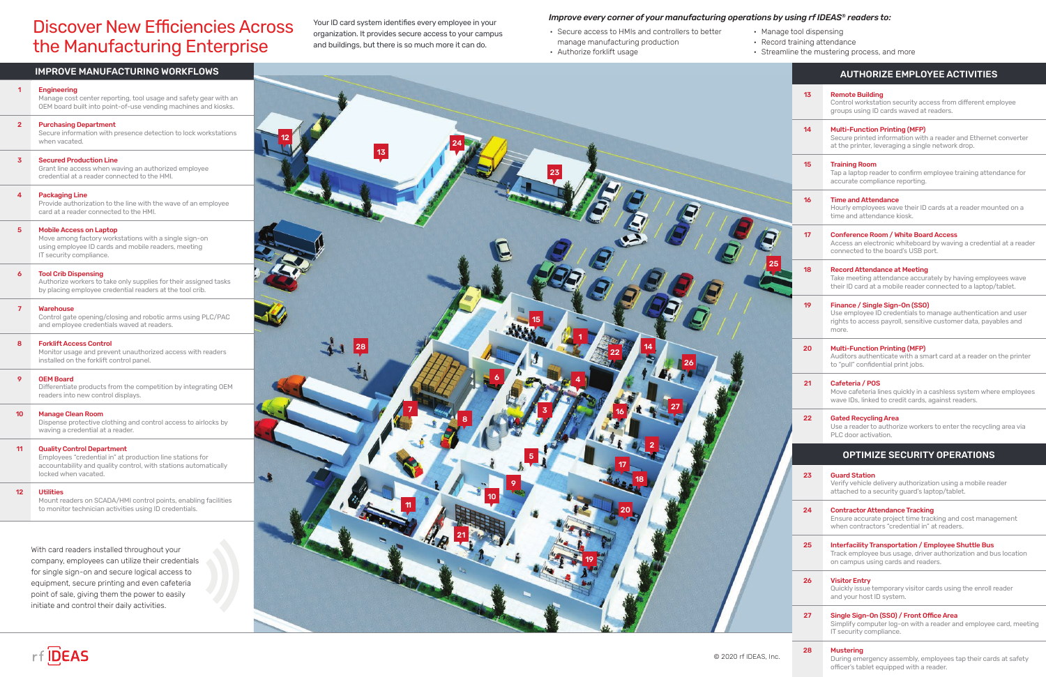# Discover New Efficiencies Across the Manufacturing Enterprise

Your ID card system identifies every employee in your organization. It provides secure access to your campus and buildings, but there is so much more it can do.

*Improve every corner of your manufacturing operations by using rf IDEAS® readers to:*

- Secure access to HMIs and controllers to better manage manufacturing production
- Authorize forklift usage
- Manage tool dispensing
- Record training attendance
- Streamline the mustering process, and more

## IMPROVE MANUFACTURING WORKFLOWS

**1 Engineering**
Manage cost center reporting, tool usage and safety gear with an OEM board built into point-of-use vending machines and kiosks.

**2 Purchasing Department**
Secure information with presence detection to lock workstations when vacated.

**3 Secured Production Line**
Grant line access when waving an authorized employee credential at a reader connected to the HMI.

**4 Packaging Line**
Provide authorization to the line with the wave of an employee card at a reader connected to the HMI.

**5 Mobile Access on Laptop**
Move among factory workstations with a single sign-on using employee ID cards and mobile readers, meeting IT security compliance.

**6 Tool Crib Dispensing**
Authorize workers to take only supplies for their assigned tasks by placing employee credential readers at the tool crib.

**7 Warehouse**
Control gate opening/closing and robotic arms using PLC/PAC and employee credentials waved at readers.

**8 Forklift Access Control**
Monitor usage and prevent unauthorized access with readers installed on the forklift control panel.

**9 OEM Board**
Differentiate products from the competition by integrating OEM readers into new control displays.

**10 Manage Clean Room**
Dispense protective clothing and control access to airlocks by waving a credential at a reader.

**11 Quality Control Department**
Employees "credential in" at production line stations for accountability and quality control, with stations automatically locked when vacated.

**12 Utilities**
Mount readers on SCADA/HMI control points, enabling facilities to monitor technician activities using ID credentials.

With card readers installed throughout your company, employees can utilize their credentials for single sign-on and secure logical access to equipment, secure printing and even cafeteria point of sale, giving them the power to easily initiate and control their daily activities.

## AUTHORIZE EMPLOYEE ACTIVITIES

**13 Remote Building**
Control workstation security access from different employee groups using ID cards waved at readers.

**14 Multi-Function Printing (MFP)**
Secure printed information with a reader and Ethernet converter at the printer, leveraging a single network drop.

**15 Training Room**
Tap a laptop reader to confirm employee training attendance for accurate compliance reporting.

**16 Time and Attendance**
Hourly employees wave their ID cards at a reader mounted on a time and attendance kiosk.

**17 Conference Room / White Board Access**
Access an electronic whiteboard by waving a credential at a reader connected to the board's USB port.

**18 Record Attendance at Meeting**
Take meeting attendance accurately by having employees wave their ID card at a mobile reader connected to a laptop/tablet.

**19 Finance / Single Sign-On (SSO)**
Use employee ID credentials to manage authentication and user rights to access payroll, sensitive customer data, payables and more.

**20 Multi-Function Printing (MFP)**
Auditors authenticate with a smart card at a reader on the printer to "pull" confidential print jobs.

**21 Cafeteria / POS**
Move cafeteria lines quickly in a cashless system where employees wave IDs, linked to credit cards, against readers.

**22 Gated Recycling Area**
Use a reader to authorize workers to enter the recycling area via PLC door activation.

## OPTIMIZE SECURITY OPERATIONS

**23 Guard Station**
Verify vehicle delivery authorization using a mobile reader attached to a security guard's laptop/tablet.

**24 Contractor Attendance Tracking**
Ensure accurate project time tracking and cost management when contractors "credential in" at readers.

**25 Interfacility Transportation / Employee Shuttle Bus**
Track employee bus usage, driver authorization and bus location on campus using cards and readers.

**26 Visitor Entry**
Quickly issue temporary visitor cards using the enroll reader and your host ID system.

**27 Single Sign-On (SSO) / Front Office Area**
Simplify computer log-on with a reader and employee card, meeting IT security compliance.

**28 Mustering**
During emergency assembly, employees tap their cards at safety officer's tablet equipped with a reader.

rf IDEAS

© 2020 rf IDEAS, Inc.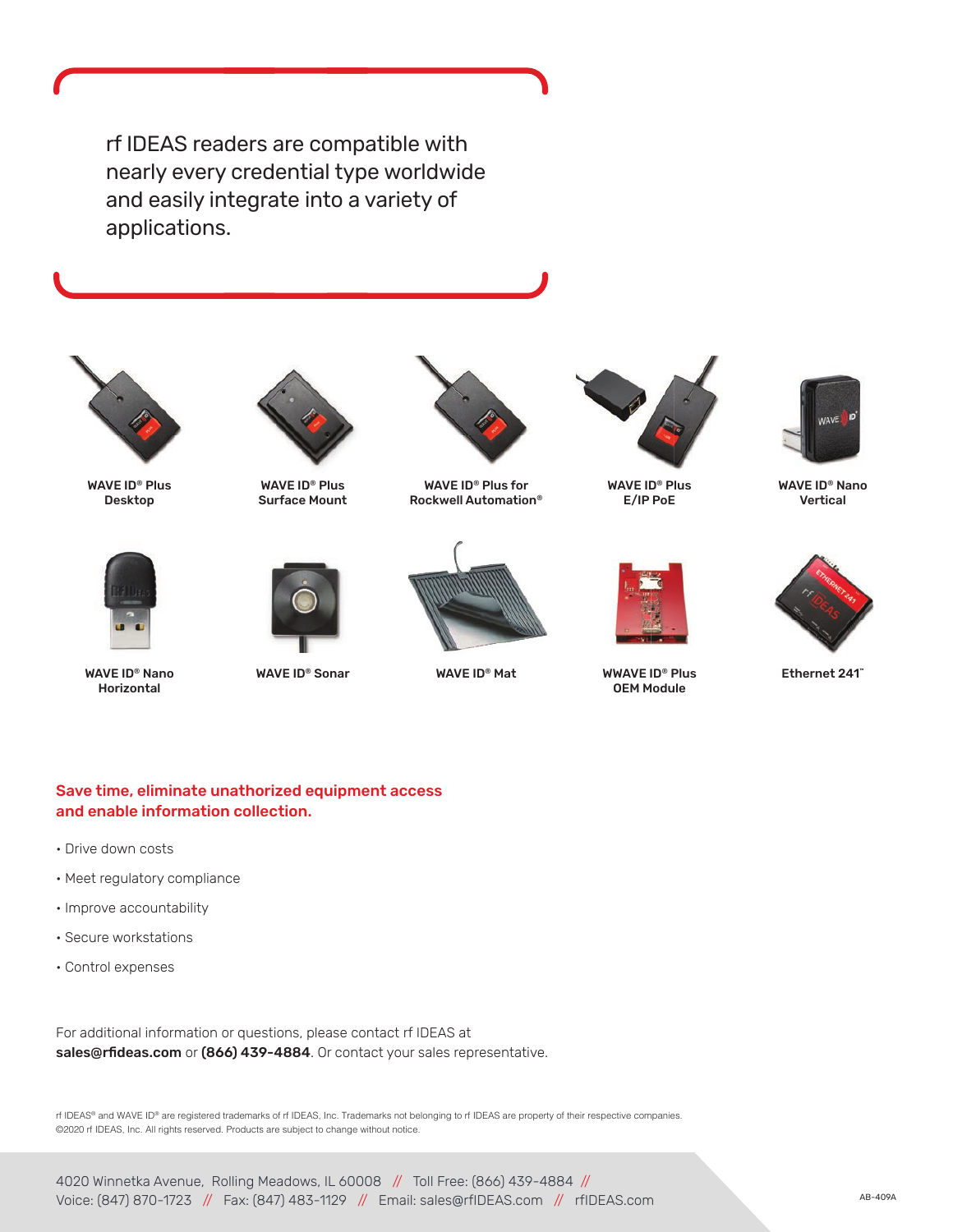rf IDEAS readers are compatible with nearly every credential type worldwide and easily integrate into a variety of applications.

WAVE ID® Plus Desktop

WAVE ID® Plus Surface Mount

WAVE ID® Plus for Rockwell Automation®

WAVE ID® Plus E/IP PoE

WAVE ID® Nano Vertical

WAVE ID® Nano Horizontal

WAVE ID® Sonar

WAVE ID® Mat

WWAVE ID® Plus OEM Module

Ethernet 241™

**Save time, eliminate unathorized equipment access and enable information collection.**

- Drive down costs
- Meet regulatory compliance
- Improve accountability
- Secure workstations
- Control expenses

For additional information or questions, please contact rf IDEAS at **sales@rfideas.com** or **(866) 439-4884**. Or contact your sales representative.

rf IDEAS® and WAVE ID® are registered trademarks of rf IDEAS, Inc. Trademarks not belonging to rf IDEAS are property of their respective companies. ©2020 rf IDEAS, Inc. All rights reserved. Products are subject to change without notice.

4020 Winnetka Avenue, Rolling Meadows, IL 60008 // Toll Free: (866) 439-4884 // Voice: (847) 870-1723 // Fax: (847) 483-1129 // Email: sales@rfIDEAS.com // rfIDEAS.com

AB-409A